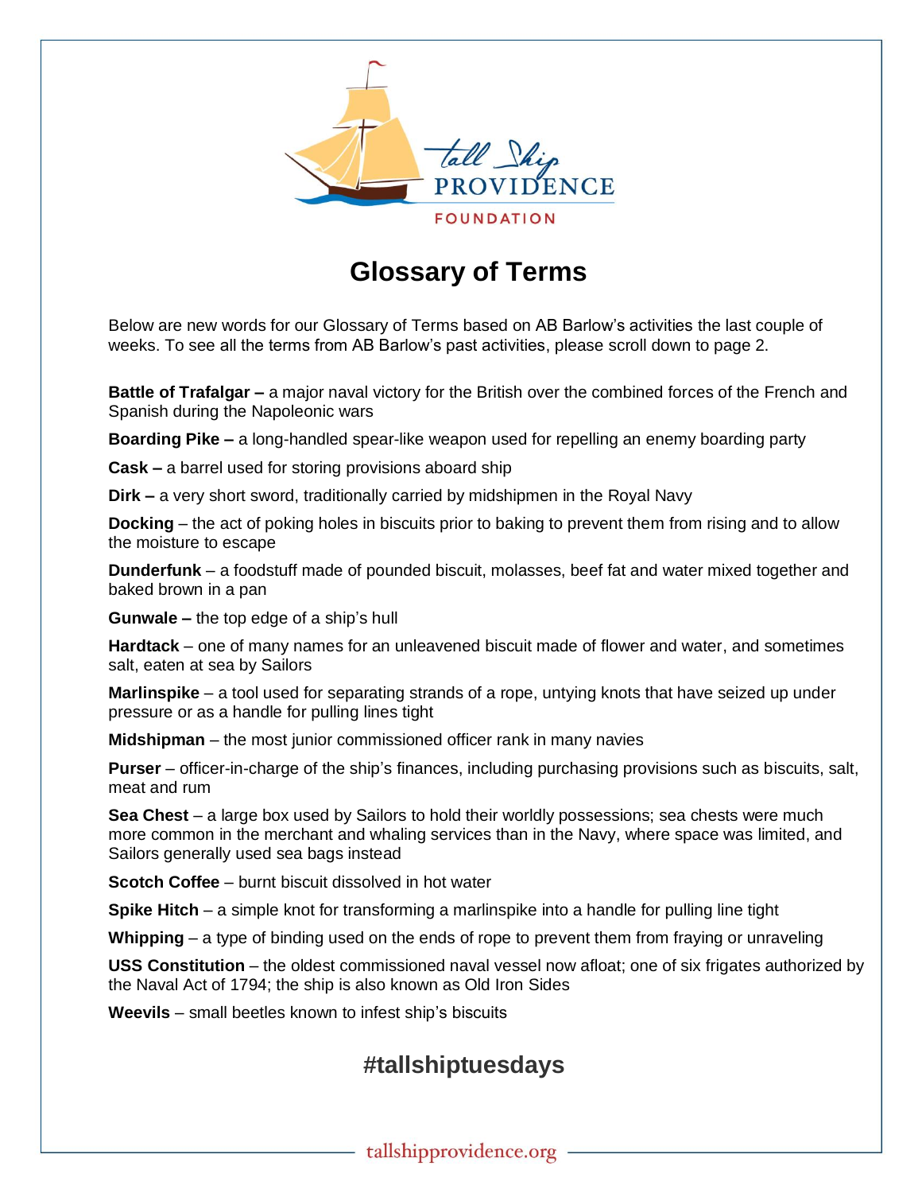# Glossary of Terms

Below are new words for our Glossary of Terms based on AB Barlow's activities the last couple of weeks. To see all the terms from AB Barlow's past activities, please scroll down to page 2.

**Battle of Trafalgar –** a major naval victory for the British over the combined forces of the French and Spanish during the Napoleonic wars

**Boarding Pike –** a long-handled spear-like weapon used for repelling an enemy boarding party

**Cask –** a barrel used for storing provisions aboard ship

**Dirk –** a very short sword, traditionally carried by midshipmen in the Royal Navy

**Docking** – the act of poking holes in biscuits prior to baking to prevent them from rising and to allow the moisture to escape

**Dunderfunk** – a foodstuff made of pounded biscuit, molasses, beef fat and water mixed together and baked brown in a pan

**Gunwale –** the top edge of a ship's hull

**Hardtack** – one of many names for an unleavened biscuit made of flower and water, and sometimes salt, eaten at sea by Sailors

**Marlinspike** – a tool used for separating strands of a rope, untying knots that have seized up under pressure or as a handle for pulling lines tight

**Midshipman** – the most junior commissioned officer rank in many navies

**Purser** – officer-in-charge of the ship's finances, including purchasing provisions such as biscuits, salt, meat and rum

**Sea Chest** – a large box used by Sailors to hold their worldly possessions; sea chests were much more common in the merchant and whaling services than in the Navy, where space was limited, and Sailors generally used sea bags instead

**Scotch Coffee** – burnt biscuit dissolved in hot water

**Spike Hitch** – a simple knot for transforming a marlinspike into a handle for pulling line tight

**Whipping** – a type of binding used on the ends of rope to prevent them from fraying or unraveling

**USS Constitution** – the oldest commissioned naval vessel now afloat; one of six frigates authorized by the Naval Act of 1794; the ship is also known as Old Iron Sides

**Weevils** – small beetles known to infest ship's biscuits

## #tallshiptuesdays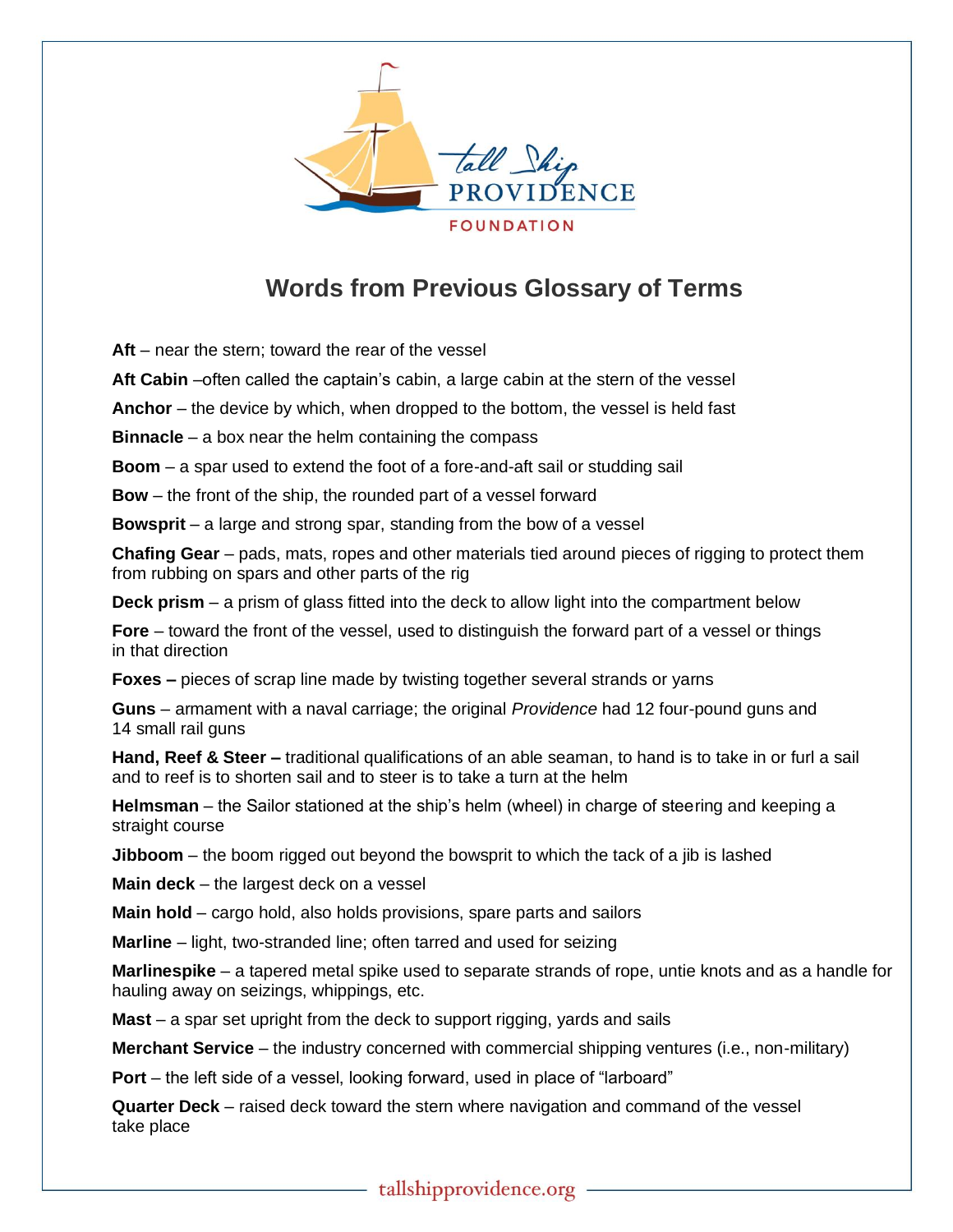# Words from Previous Glossary of Terms

**Aft** – near the stern; toward the rear of the vessel

**Aft Cabin** –often called the captain's cabin, a large cabin at the stern of the vessel

**Anchor** – the device by which, when dropped to the bottom, the vessel is held fast

**Binnacle** – a box near the helm containing the compass

**Boom** – a spar used to extend the foot of a fore-and-aft sail or studding sail

**Bow** – the front of the ship, the rounded part of a vessel forward

**Bowsprit** – a large and strong spar, standing from the bow of a vessel

**Chafing Gear** – pads, mats, ropes and other materials tied around pieces of rigging to protect them from rubbing on spars and other parts of the rig

**Deck prism** – a prism of glass fitted into the deck to allow light into the compartment below

**Fore** – toward the front of the vessel, used to distinguish the forward part of a vessel or things in that direction

**Foxes –** pieces of scrap line made by twisting together several strands or yarns

**Guns** – armament with a naval carriage; the original *Providence* had 12 four-pound guns and 14 small rail guns

**Hand, Reef & Steer –** traditional qualifications of an able seaman, to hand is to take in or furl a sail and to reef is to shorten sail and to steer is to take a turn at the helm

**Helmsman** – the Sailor stationed at the ship's helm (wheel) in charge of steering and keeping a straight course

**Jibboom** – the boom rigged out beyond the bowsprit to which the tack of a jib is lashed

**Main deck** – the largest deck on a vessel

**Main hold** – cargo hold, also holds provisions, spare parts and sailors

**Marline** – light, two-stranded line; often tarred and used for seizing

**Marlinespike** – a tapered metal spike used to separate strands of rope, untie knots and as a handle for hauling away on seizings, whippings, etc.

**Mast** – a spar set upright from the deck to support rigging, yards and sails

**Merchant Service** – the industry concerned with commercial shipping ventures (i.e., non-military)

**Port** – the left side of a vessel, looking forward, used in place of "larboard"

**Quarter Deck** – raised deck toward the stern where navigation and command of the vessel take place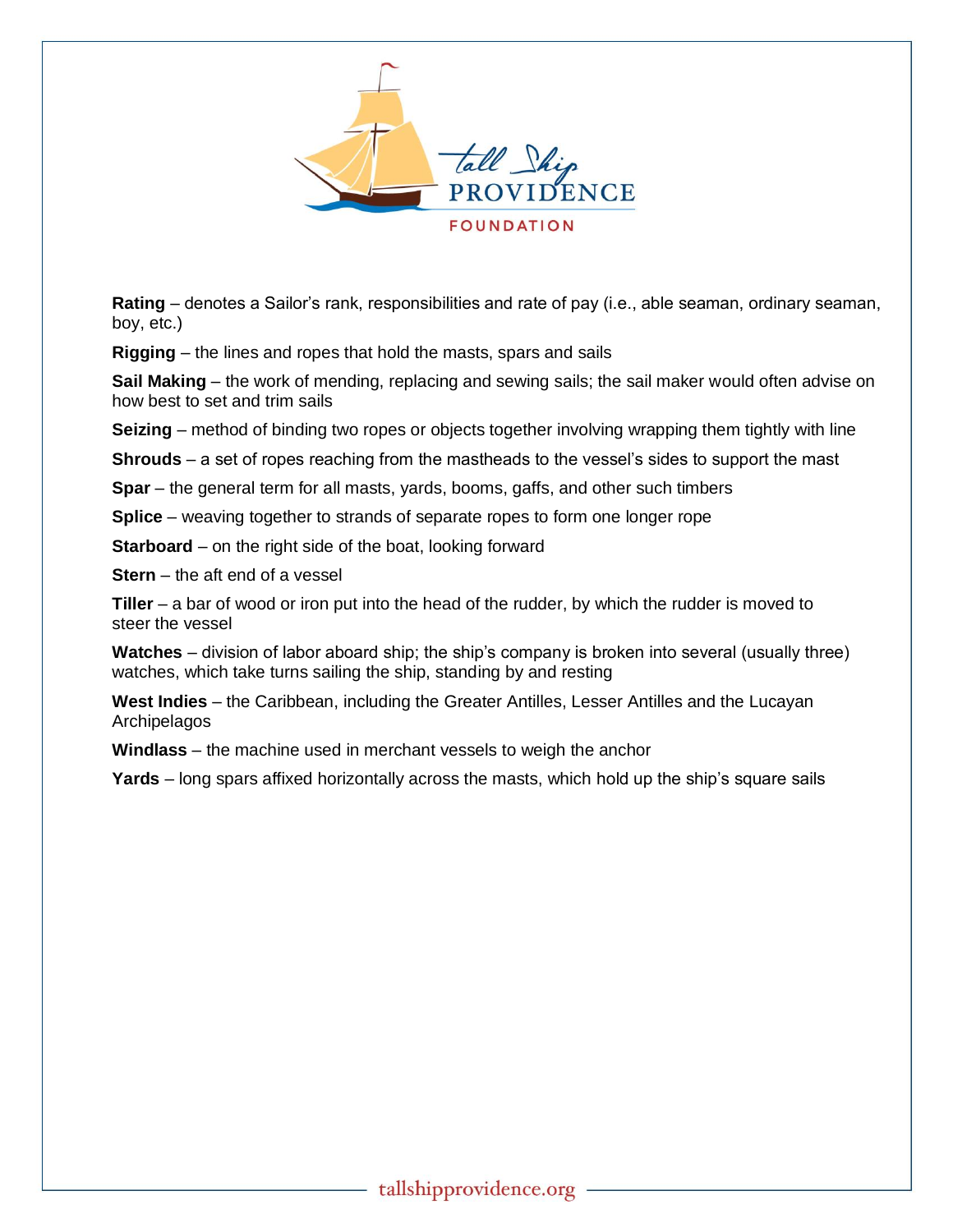**Rating** – denotes a Sailor's rank, responsibilities and rate of pay (i.e., able seaman, ordinary seaman, boy, etc.)

**Rigging** – the lines and ropes that hold the masts, spars and sails

**Sail Making** – the work of mending, replacing and sewing sails; the sail maker would often advise on how best to set and trim sails

**Seizing** – method of binding two ropes or objects together involving wrapping them tightly with line

**Shrouds** – a set of ropes reaching from the mastheads to the vessel's sides to support the mast

**Spar** – the general term for all masts, yards, booms, gaffs, and other such timbers

**Splice** – weaving together to strands of separate ropes to form one longer rope

**Starboard** – on the right side of the boat, looking forward

**Stern** – the aft end of a vessel

**Tiller** – a bar of wood or iron put into the head of the rudder, by which the rudder is moved to steer the vessel

**Watches** – division of labor aboard ship; the ship's company is broken into several (usually three) watches, which take turns sailing the ship, standing by and resting

**West Indies** – the Caribbean, including the Greater Antilles, Lesser Antilles and the Lucayan Archipelagos

**Windlass** – the machine used in merchant vessels to weigh the anchor

**Yards** – long spars affixed horizontally across the masts, which hold up the ship's square sails